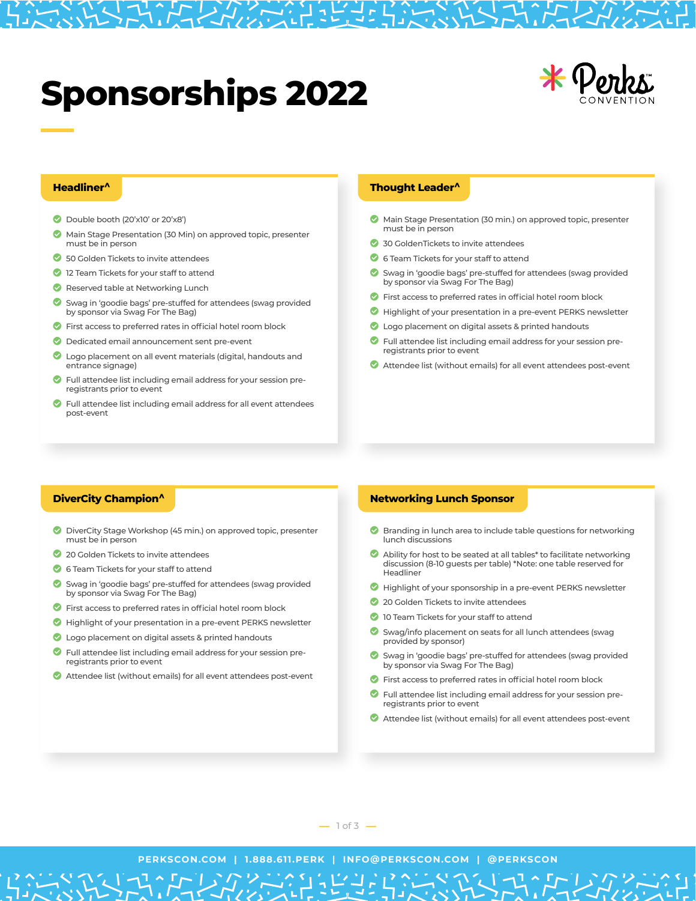# Sponsorships 2022

Perks CONVENTION

## Headliner^

- Double booth (20'x10' or 20'x8')
- Main Stage Presentation (30 Min) on approved topic, presenter must be in person
- 50 Golden Tickets to invite attendees
- 12 Team Tickets for your staff to attend
- Reserved table at Networking Lunch
- Swag in 'goodie bags' pre-stuffed for attendees (swag provided by sponsor via Swag For The Bag)
- First access to preferred rates in official hotel room block
- Dedicated email announcement sent pre-event
- Logo placement on all event materials (digital, handouts and entrance signage)
- Full attendee list including email address for your session pre-registrants prior to event
- Full attendee list including email address for all event attendees post-event

## Thought Leader^

- Main Stage Presentation (30 min.) on approved topic, presenter must be in person
- 30 GoldenTickets to invite attendees
- 6 Team Tickets for your staff to attend
- Swag in 'goodie bags' pre-stuffed for attendees (swag provided by sponsor via Swag For The Bag)
- First access to preferred rates in official hotel room block
- Highlight of your presentation in a pre-event PERKS newsletter
- Logo placement on digital assets & printed handouts
- Full attendee list including email address for your session pre-registrants prior to event
- Attendee list (without emails) for all event attendees post-event

## DiverCity Champion^

- DiverCity Stage Workshop (45 min.) on approved topic, presenter must be in person
- 20 Golden Tickets to invite attendees
- 6 Team Tickets for your staff to attend
- Swag in 'goodie bags' pre-stuffed for attendees (swag provided by sponsor via Swag For The Bag)
- First access to preferred rates in official hotel room block
- Highlight of your presentation in a pre-event PERKS newsletter
- Logo placement on digital assets & printed handouts
- Full attendee list including email address for your session pre-registrants prior to event
- Attendee list (without emails) for all event attendees post-event

## Networking Lunch Sponsor

- Branding in lunch area to include table questions for networking lunch discussions
- Ability for host to be seated at all tables* to facilitate networking discussion (8-10 guests per table) *Note: one table reserved for Headliner
- Highlight of your sponsorship in a pre-event PERKS newsletter
- 20 Golden Tickets to invite attendees
- 10 Team Tickets for your staff to attend
- Swag/info placement on seats for all lunch attendees (swag provided by sponsor)
- Swag in 'goodie bags' pre-stuffed for attendees (swag provided by sponsor via Swag For The Bag)
- First access to preferred rates in official hotel room block
- Full attendee list including email address for your session pre-registrants prior to event
- Attendee list (without emails) for all event attendees post-event

PERKSCON.COM | 1.888.611.PERK | INFO@PERKSCON.COM | @PERKSCON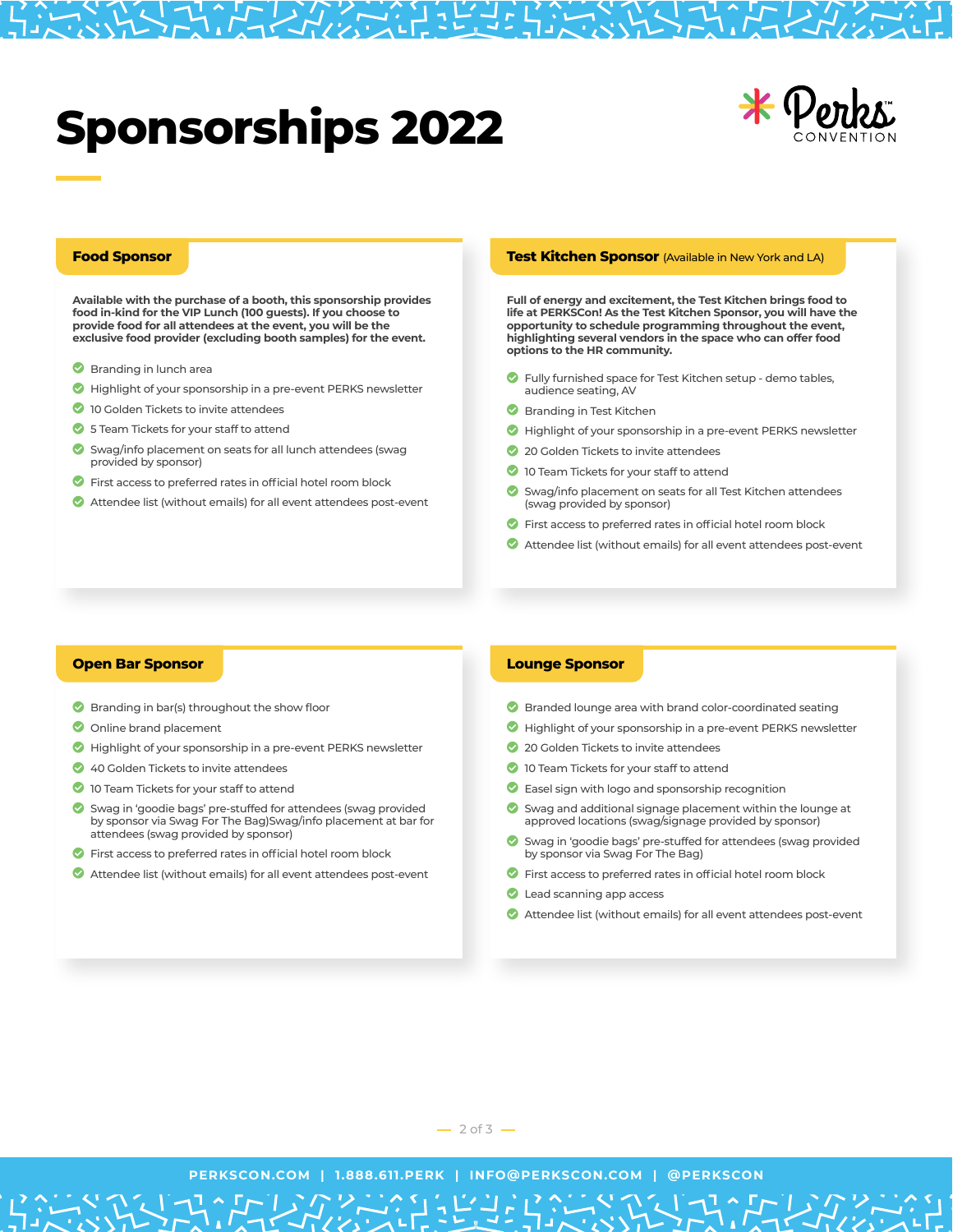# Sponsorships 2022

Perks CONVENTION

## Food Sponsor

**Available with the purchase of a booth, this sponsorship provides food in-kind for the VIP Lunch (100 guests). If you choose to provide food for all attendees at the event, you will be the exclusive food provider (excluding booth samples) for the event.**

- Branding in lunch area
- Highlight of your sponsorship in a pre-event PERKS newsletter
- 10 Golden Tickets to invite attendees
- 5 Team Tickets for your staff to attend
- Swag/info placement on seats for all lunch attendees (swag provided by sponsor)
- First access to preferred rates in official hotel room block
- Attendee list (without emails) for all event attendees post-event

## Test Kitchen Sponsor (Available in New York and LA)

**Full of energy and excitement, the Test Kitchen brings food to life at PERKSCon! As the Test Kitchen Sponsor, you will have the opportunity to schedule programming throughout the event, highlighting several vendors in the space who can offer food options to the HR community.**

- Fully furnished space for Test Kitchen setup - demo tables, audience seating, AV
- Branding in Test Kitchen
- Highlight of your sponsorship in a pre-event PERKS newsletter
- 20 Golden Tickets to invite attendees
- 10 Team Tickets for your staff to attend
- Swag/info placement on seats for all Test Kitchen attendees (swag provided by sponsor)
- First access to preferred rates in official hotel room block
- Attendee list (without emails) for all event attendees post-event

## Open Bar Sponsor

- Branding in bar(s) throughout the show floor
- Online brand placement
- Highlight of your sponsorship in a pre-event PERKS newsletter
- 40 Golden Tickets to invite attendees
- 10 Team Tickets for your staff to attend
- Swag in 'goodie bags' pre-stuffed for attendees (swag provided by sponsor via Swag For The Bag)Swag/info placement at bar for attendees (swag provided by sponsor)
- First access to preferred rates in official hotel room block
- Attendee list (without emails) for all event attendees post-event

## Lounge Sponsor

- Branded lounge area with brand color-coordinated seating
- Highlight of your sponsorship in a pre-event PERKS newsletter
- 20 Golden Tickets to invite attendees
- 10 Team Tickets for your staff to attend
- Easel sign with logo and sponsorship recognition
- Swag and additional signage placement within the lounge at approved locations (swag/signage provided by sponsor)
- Swag in 'goodie bags' pre-stuffed for attendees (swag provided by sponsor via Swag For The Bag)
- First access to preferred rates in official hotel room block
- Lead scanning app access
- Attendee list (without emails) for all event attendees post-event

PERKSCON.COM | 1.888.611.PERK | INFO@PERKSCON.COM | @PERKSCON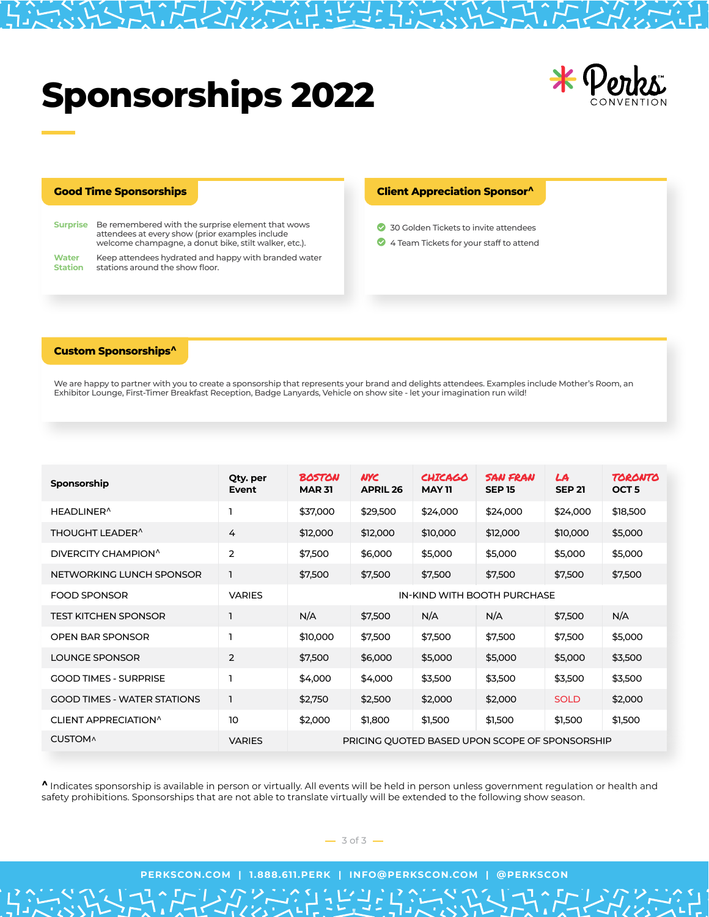# Sponsorships 2022

Perks CONVENTION

## Good Time Sponsorships

**Surprise** Be remembered with the surprise element that wows attendees at every show (prior examples include welcome champagne, a donut bike, stilt walker, etc.).

**Water Station** Keep attendees hydrated and happy with branded water stations around the show floor.

## Client Appreciation Sponsor^

- 30 Golden Tickets to invite attendees
- 4 Team Tickets for your staff to attend

## Custom Sponsorships^

We are happy to partner with you to create a sponsorship that represents your brand and delights attendees. Examples include Mother's Room, an Exhibitor Lounge, First-Timer Breakfast Reception, Badge Lanyards, Vehicle on show site - let your imagination run wild!

| Sponsorship | Qty. per Event | BOSTON MAR 31 | NYC APRIL 26 | CHICAGO MAY 11 | SAN FRAN SEP 15 | LA SEP 21 | TORONTO OCT 5 |
|---|---|---|---|---|---|---|---|
| HEADLINER^ | 1 | $37,000 | $29,500 | $24,000 | $24,000 | $24,000 | $18,500 |
| THOUGHT LEADER^ | 4 | $12,000 | $12,000 | $10,000 | $12,000 | $10,000 | $5,000 |
| DIVERCITY CHAMPION^ | 2 | $7,500 | $6,000 | $5,000 | $5,000 | $5,000 | $5,000 |
| NETWORKING LUNCH SPONSOR | 1 | $7,500 | $7,500 | $7,500 | $7,500 | $7,500 | $7,500 |
| FOOD SPONSOR | VARIES | IN-KIND WITH BOOTH PURCHASE | | | | | |
| TEST KITCHEN SPONSOR | 1 | N/A | $7,500 | N/A | N/A | $7,500 | N/A |
| OPEN BAR SPONSOR | 1 | $10,000 | $7,500 | $7,500 | $7,500 | $7,500 | $5,000 |
| LOUNGE SPONSOR | 2 | $7,500 | $6,000 | $5,000 | $5,000 | $5,000 | $3,500 |
| GOOD TIMES - SURPRISE | 1 | $4,000 | $4,000 | $3,500 | $3,500 | $3,500 | $3,500 |
| GOOD TIMES - WATER STATIONS | 1 | $2,750 | $2,500 | $2,000 | $2,000 | SOLD | $2,000 |
| CLIENT APPRECIATION^ | 10 | $2,000 | $1,800 | $1,500 | $1,500 | $1,500 | $1,500 |
| CUSTOM^ | VARIES | PRICING QUOTED BASED UPON SCOPE OF SPONSORSHIP | | | | | |

^ Indicates sponsorship is available in person or virtually. All events will be held in person unless government regulation or health and safety prohibitions. Sponsorships that are not able to translate virtually will be extended to the following show season.

PERKSCON.COM | 1.888.611.PERK | INFO@PERKSCON.COM | @PERKSCON